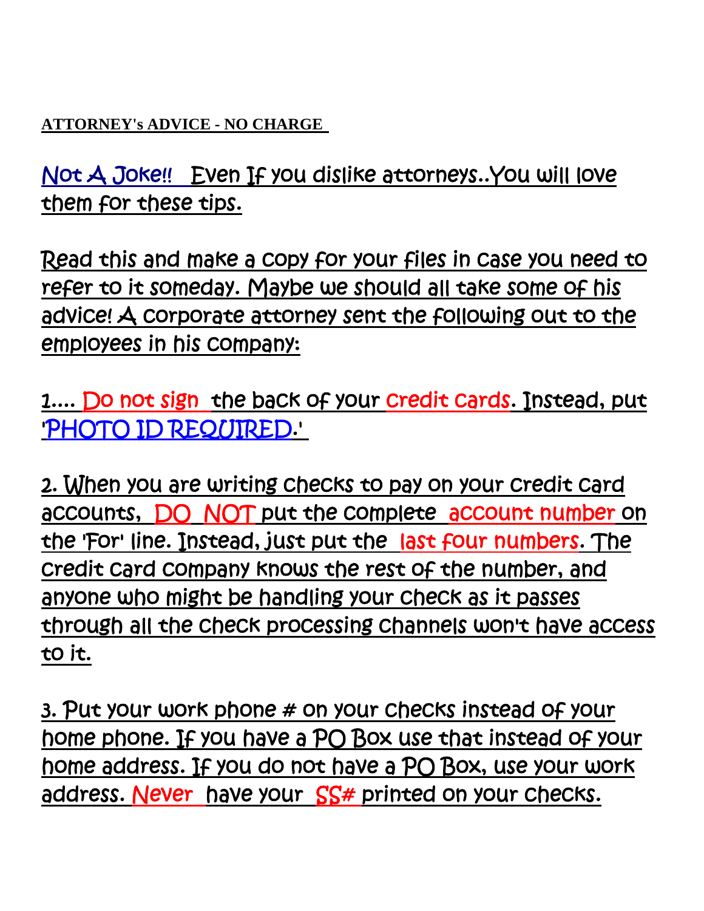**ATTORNEY's ADVICE - NO CHARGE**

Not A Joke!! Even If you dislike attorneys..You will love them for these tips.

Read this and make a copy for your files in case you need to refer to it someday. Maybe we should all take some of his advice! A corporate attorney sent the following out to the employees in his company:

1.... Do not sign the back of your credit cards. Instead, put 'PHOTO ID REQUIRED.'

2. When you are writing checks to pay on your credit card accounts, DO NOT put the complete account number on the 'For' line. Instead, just put the last four numbers. The credit card company knows the rest of the number, and anyone who might be handling your check as it passes through all the check processing channels won't have access to it.

3. Put your work phone # on your checks instead of your home phone. If you have a PO Box use that instead of your home address. If you do not have a PO Box, use your work address. Never have your SS# printed on your checks.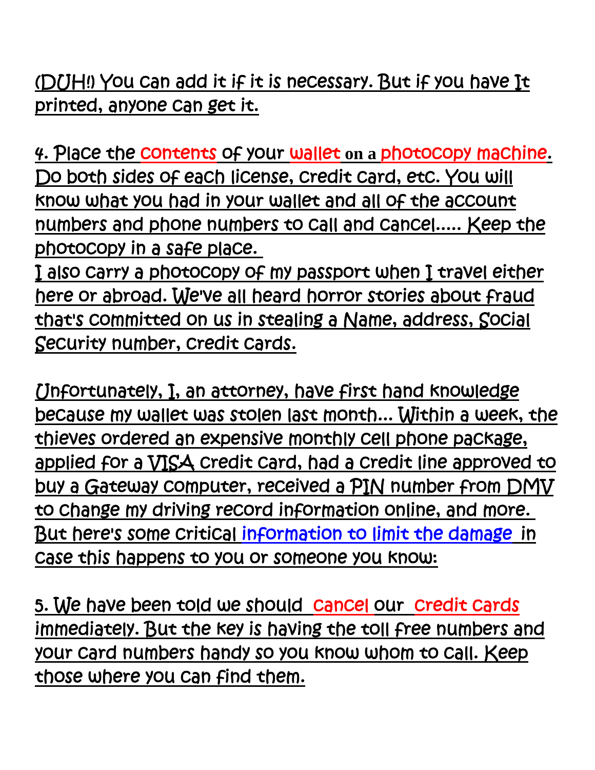(DUH!) You can add it if it is necessary. But if you have It printed, anyone can get it.

4. Place the contents of your wallet on a photocopy machine. Do both sides of each license, credit card, etc. You will know what you had in your wallet and all of the account numbers and phone numbers to call and cancel..... Keep the photocopy in a safe place.
I also carry a photocopy of my passport when I travel either here or abroad. We've all heard horror stories about fraud that's committed on us in stealing a Name, address, Social Security number, credit cards.

Unfortunately, I, an attorney, have first hand knowledge because my wallet was stolen last month... Within a week, the thieves ordered an expensive monthly cell phone package, applied for a VISA credit card, had a credit line approved to buy a Gateway computer, received a PIN number from DMV to change my driving record information online, and more. But here's some critical information to limit the damage in case this happens to you or someone you know:

5. We have been told we should cancel our credit cards immediately. But the key is having the toll free numbers and your card numbers handy so you know whom to call. Keep those where you can find them.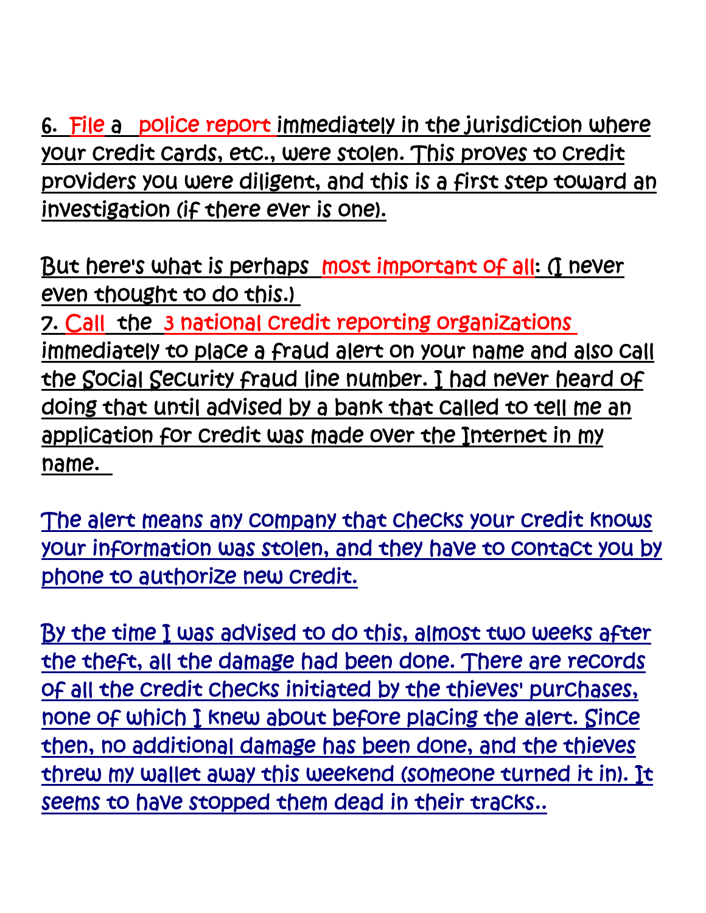6. File a police report immediately in the jurisdiction where your credit cards, etc., were stolen. This proves to credit providers you were diligent, and this is a first step toward an investigation (if there ever is one).

But here's what is perhaps most important of all: (I never even thought to do this.)

7. Call the 3 national credit reporting organizations immediately to place a fraud alert on your name and also call the Social Security fraud line number. I had never heard of doing that until advised by a bank that called to tell me an application for credit was made over the Internet in my name.

The alert means any company that checks your credit knows your information was stolen, and they have to contact you by phone to authorize new credit.

By the time I was advised to do this, almost two weeks after the theft, all the damage had been done. There are records of all the credit checks initiated by the thieves' purchases, none of which I knew about before placing the alert. Since then, no additional damage has been done, and the thieves threw my wallet away this weekend (someone turned it in). It seems to have stopped them dead in their tracks..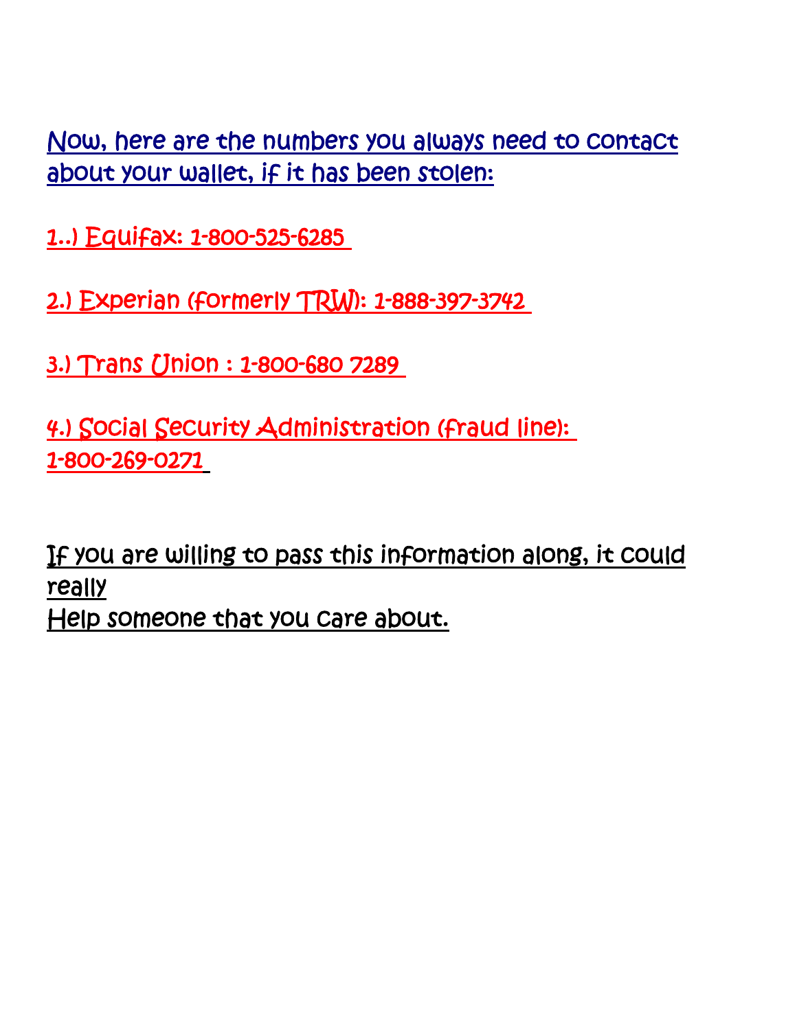Now, here are the numbers you always need to contact about your wallet, if it has been stolen:

1..) Equifax: 1-800-525-6285

2.) Experian (formerly TRW): 1-888-397-3742

3.) Trans Union : 1-800-680 7289

4.) Social Security Administration (fraud line): 1-800-269-0271

If you are willing to pass this information along, it could really
Help someone that you care about.